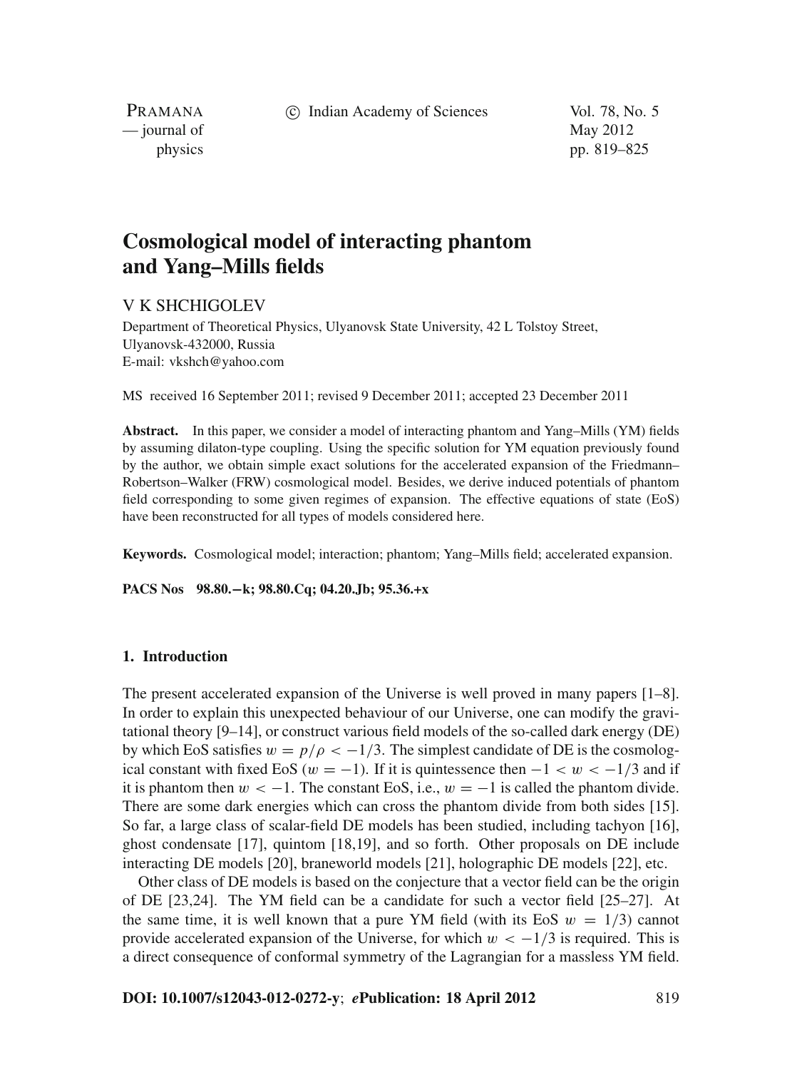# Cosmological model of interacting phantom and Yang–Mills fields

V K SHCHIGOLEV

Department of Theoretical Physics, Ulyanovsk State University, 42 L Tolstoy Street, Ulyanovsk-432000, Russia
E-mail: vkshch@yahoo.com

MS received 16 September 2011; revised 9 December 2011; accepted 23 December 2011

**Abstract.** In this paper, we consider a model of interacting phantom and Yang–Mills (YM) fields by assuming dilaton-type coupling. Using the specific solution for YM equation previously found by the author, we obtain simple exact solutions for the accelerated expansion of the Friedmann–Robertson–Walker (FRW) cosmological model. Besides, we derive induced potentials of phantom field corresponding to some given regimes of expansion. The effective equations of state (EoS) have been reconstructed for all types of models considered here.

**Keywords.** Cosmological model; interaction; phantom; Yang–Mills field; accelerated expansion.

**PACS Nos** 98.80.−k; 98.80.Cq; 04.20.Jb; 95.36.+x

## 1. Introduction

The present accelerated expansion of the Universe is well proved in many papers [1–8]. In order to explain this unexpected behaviour of our Universe, one can modify the gravitational theory [9–14], or construct various field models of the so-called dark energy (DE) by which EoS satisfies $w = p/\rho < -1/3$. The simplest candidate of DE is the cosmological constant with fixed EoS ($w = -1$). If it is quintessence then $-1 < w < -1/3$ and if it is phantom then $w < -1$. The constant EoS, i.e., $w = -1$ is called the phantom divide. There are some dark energies which can cross the phantom divide from both sides [15]. So far, a large class of scalar-field DE models has been studied, including tachyon [16], ghost condensate [17], quintom [18,19], and so forth. Other proposals on DE include interacting DE models [20], braneworld models [21], holographic DE models [22], etc.

Other class of DE models is based on the conjecture that a vector field can be the origin of DE [23,24]. The YM field can be a candidate for such a vector field [25–27]. At the same time, it is well known that a pure YM field (with its EoS $w = 1/3$) cannot provide accelerated expansion of the Universe, for which $w < -1/3$ is required. This is a direct consequence of conformal symmetry of the Lagrangian for a massless YM field.

DOI: 10.1007/s12043-012-0272-y; *e*Publication: 18 April 2012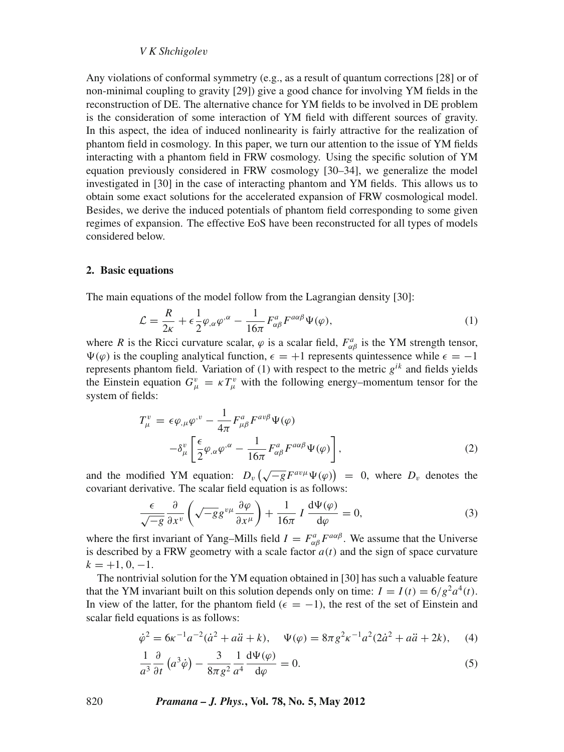Any violations of conformal symmetry (e.g., as a result of quantum corrections [28] or of non-minimal coupling to gravity [29]) give a good chance for involving YM fields in the reconstruction of DE. The alternative chance for YM fields to be involved in DE problem is the consideration of some interaction of YM field with different sources of gravity. In this aspect, the idea of induced nonlinearity is fairly attractive for the realization of phantom field in cosmology. In this paper, we turn our attention to the issue of YM fields interacting with a phantom field in FRW cosmology. Using the specific solution of YM equation previously considered in FRW cosmology [30–34], we generalize the model investigated in [30] in the case of interacting phantom and YM fields. This allows us to obtain some exact solutions for the accelerated expansion of FRW cosmological model. Besides, we derive the induced potentials of phantom field corresponding to some given regimes of expansion. The effective EoS have been reconstructed for all types of models considered below.

## 2. Basic equations

The main equations of the model follow from the Lagrangian density [30]:

$$\mathcal{L} = \frac{R}{2\kappa} + \epsilon \frac{1}{2}\varphi_{,\alpha}\varphi^{,\alpha} - \frac{1}{16\pi}F^{a}_{\alpha\beta}F^{a\alpha\beta}\Psi(\varphi), \tag{1}$$

where $R$ is the Ricci curvature scalar, $\varphi$ is a scalar field, $F^{a}_{\alpha\beta}$ is the YM strength tensor, $\Psi(\varphi)$ is the coupling analytical function, $\epsilon = +1$ represents quintessence while $\epsilon = -1$ represents phantom field. Variation of (1) with respect to the metric $g^{ik}$ and fields yields the Einstein equation $G^{\nu}_{\mu} = \kappa T^{\nu}_{\mu}$ with the following energy–momentum tensor for the system of fields:

$$T^{\nu}_{\mu} = \epsilon\varphi_{,\mu}\varphi^{,\nu} - \frac{1}{4\pi}F^{a}_{\mu\beta}F^{a\nu\beta}\Psi(\varphi) - \delta^{\nu}_{\mu}\left[\frac{\epsilon}{2}\varphi_{,\alpha}\varphi^{,\alpha} - \frac{1}{16\pi}F^{a}_{\alpha\beta}F^{a\alpha\beta}\Psi(\varphi)\right], \tag{2}$$

and the modified YM equation: $D_{\nu}\left(\sqrt{-g}F^{a\nu\mu}\Psi(\varphi)\right) = 0$, where $D_{\nu}$ denotes the covariant derivative. The scalar field equation is as follows:

$$\frac{\epsilon}{\sqrt{-g}}\frac{\partial}{\partial x^{\nu}}\left(\sqrt{-g}g^{\nu\mu}\frac{\partial\varphi}{\partial x^{\mu}}\right) + \frac{1}{16\pi}I\frac{\mathrm{d}\Psi(\varphi)}{\mathrm{d}\varphi} = 0, \tag{3}$$

where the first invariant of Yang–Mills field $I = F^{a}_{\alpha\beta}F^{a\alpha\beta}$. We assume that the Universe is described by a FRW geometry with a scale factor $a(t)$ and the sign of space curvature $k = +1, 0, -1$.

The nontrivial solution for the YM equation obtained in [30] has such a valuable feature that the YM invariant built on this solution depends only on time: $I = I(t) = 6/g^{2}a^{4}(t)$. In view of the latter, for the phantom field ($\epsilon = -1$), the rest of the set of Einstein and scalar field equations is as follows:

$$\dot{\varphi}^{2} = 6\kappa^{-1}a^{-2}(\dot{a}^{2} + a\ddot{a} + k), \quad \Psi(\varphi) = 8\pi g^{2}\kappa^{-1}a^{2}(2\dot{a}^{2} + a\ddot{a} + 2k), \tag{4}$$

$$\frac{1}{a^{3}}\frac{\partial}{\partial t}\left(a^{3}\dot{\varphi}\right) - \frac{3}{8\pi g^{2}}\frac{1}{a^{4}}\frac{\mathrm{d}\Psi(\varphi)}{\mathrm{d}\varphi} = 0. \tag{5}$$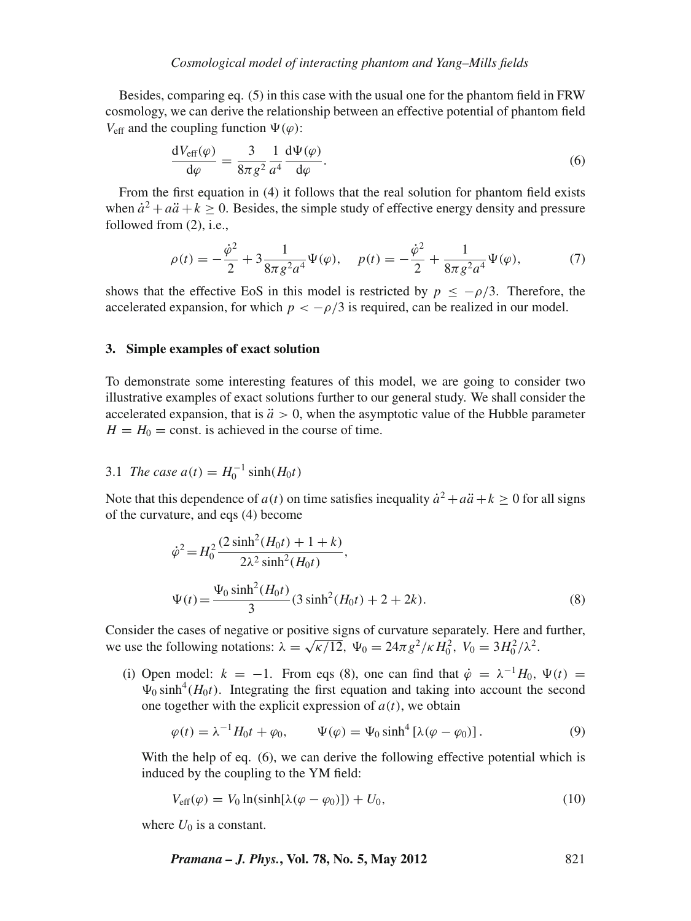Besides, comparing eq. (5) in this case with the usual one for the phantom field in FRW cosmology, we can derive the relationship between an effective potential of phantom field $V_{\rm eff}$ and the coupling function $\Psi(\varphi)$:

$$\frac{\mathrm{d}V_{\rm eff}(\varphi)}{\mathrm{d}\varphi} = \frac{3}{8\pi g^2}\frac{1}{a^4}\frac{\mathrm{d}\Psi(\varphi)}{\mathrm{d}\varphi}. \tag{6}$$

From the first equation in (4) it follows that the real solution for phantom field exists when $\dot{a}^2 + a\ddot{a} + k \geq 0$. Besides, the simple study of effective energy density and pressure followed from (2), i.e.,

$$\rho(t) = -\frac{\dot{\varphi}^2}{2} + 3\frac{1}{8\pi g^2 a^4}\Psi(\varphi), \quad p(t) = -\frac{\dot{\varphi}^2}{2} + \frac{1}{8\pi g^2 a^4}\Psi(\varphi), \tag{7}$$

shows that the effective EoS in this model is restricted by $p \leq -\rho/3$. Therefore, the accelerated expansion, for which $p < -\rho/3$ is required, can be realized in our model.

## 3. Simple examples of exact solution

To demonstrate some interesting features of this model, we are going to consider two illustrative examples of exact solutions further to our general study. We shall consider the accelerated expansion, that is $\ddot{a} > 0$, when the asymptotic value of the Hubble parameter $H = H_0 = \text{const.}$ is achieved in the course of time.

### 3.1 *The case* $a(t) = H_0^{-1}\sinh(H_0 t)$

Note that this dependence of $a(t)$ on time satisfies inequality $\dot{a}^2 + a\ddot{a} + k \geq 0$ for all signs of the curvature, and eqs (4) become

$$\dot{\varphi}^2 = H_0^2\frac{(2\sinh^2(H_0 t) + 1 + k)}{2\lambda^2\sinh^2(H_0 t)},$$

$$\Psi(t) = \frac{\Psi_0\sinh^2(H_0 t)}{3}(3\sinh^2(H_0 t) + 2 + 2k). \tag{8}$$

Consider the cases of negative or positive signs of curvature separately. Here and further, we use the following notations: $\lambda = \sqrt{\kappa/12},\ \Psi_0 = 24\pi g^2/\kappa H_0^2,\ V_0 = 3H_0^2/\lambda^2$.

(i) Open model: $k = -1$. From eqs (8), one can find that $\dot{\varphi} = \lambda^{-1}H_0$, $\Psi(t) = \Psi_0\sinh^4(H_0 t)$. Integrating the first equation and taking into account the second one together with the explicit expression of $a(t)$, we obtain

$$\varphi(t) = \lambda^{-1}H_0 t + \varphi_0, \qquad \Psi(\varphi) = \Psi_0\sinh^4\left[\lambda(\varphi - \varphi_0)\right]. \tag{9}$$

With the help of eq. (6), we can derive the following effective potential which is induced by the coupling to the YM field:

$$V_{\rm eff}(\varphi) = V_0\ln(\sinh[\lambda(\varphi - \varphi_0)]) + U_0, \tag{10}$$

where $U_0$ is a constant.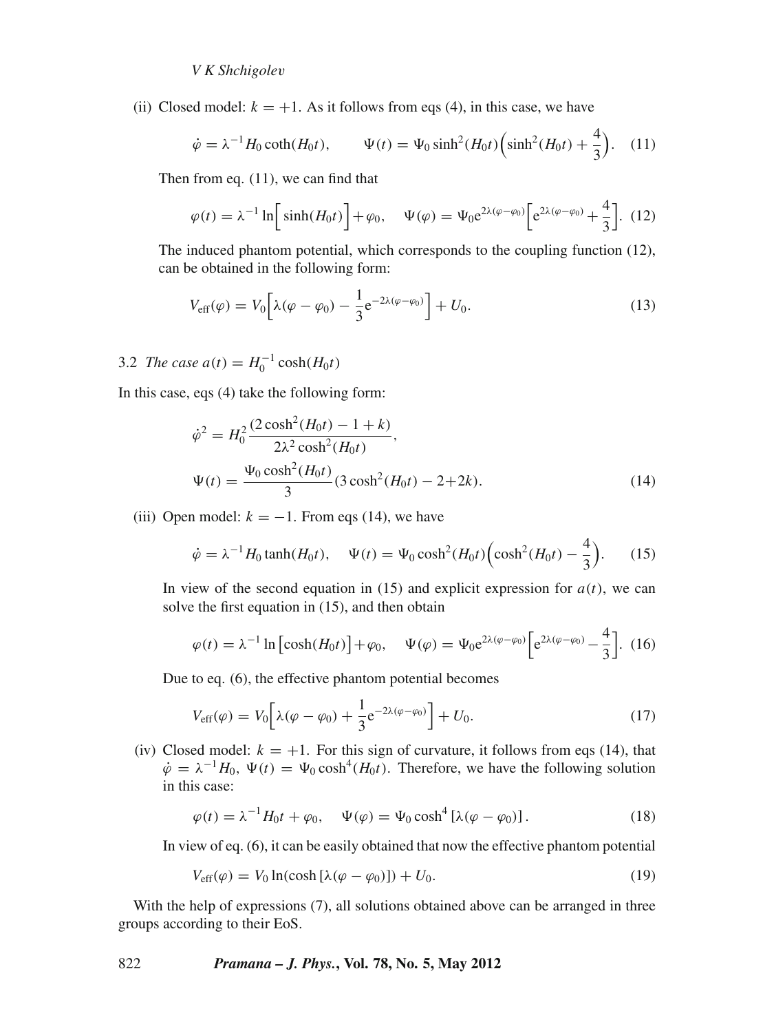(ii) Closed model: $k = +1$. As it follows from eqs (4), in this case, we have

$$\dot{\varphi} = \lambda^{-1} H_0 \coth(H_0 t), \qquad \Psi(t) = \Psi_0 \sinh^2(H_0 t)\Big(\sinh^2(H_0 t) + \frac{4}{3}\Big). \quad (11)$$

Then from eq. (11), we can find that

$$\varphi(t) = \lambda^{-1} \ln\Big[\sinh(H_0 t)\Big] + \varphi_0, \quad \Psi(\varphi) = \Psi_0 \mathrm{e}^{2\lambda(\varphi-\varphi_0)}\Big[\mathrm{e}^{2\lambda(\varphi-\varphi_0)} + \frac{4}{3}\Big]. \ (12)$$

The induced phantom potential, which corresponds to the coupling function (12), can be obtained in the following form:

$$V_{\mathrm{eff}}(\varphi) = V_0\Big[\lambda(\varphi - \varphi_0) - \frac{1}{3}\mathrm{e}^{-2\lambda(\varphi-\varphi_0)}\Big] + U_0. \quad (13)$$

### 3.2 *The case* $a(t) = H_0^{-1}\cosh(H_0 t)$

In this case, eqs (4) take the following form:

$$\dot{\varphi}^2 = H_0^2 \frac{(2\cosh^2(H_0 t) - 1 + k)}{2\lambda^2 \cosh^2(H_0 t)},$$
$$\Psi(t) = \frac{\Psi_0 \cosh^2(H_0 t)}{3}(3\cosh^2(H_0 t) - 2 + 2k). \quad (14)$$

(iii) Open model: $k = -1$. From eqs (14), we have

$$\dot{\varphi} = \lambda^{-1} H_0 \tanh(H_0 t), \quad \Psi(t) = \Psi_0 \cosh^2(H_0 t)\Big(\cosh^2(H_0 t) - \frac{4}{3}\Big). \quad (15)$$

In view of the second equation in (15) and explicit expression for $a(t)$, we can solve the first equation in (15), and then obtain

$$\varphi(t) = \lambda^{-1} \ln\big[\cosh(H_0 t)\big] + \varphi_0, \quad \Psi(\varphi) = \Psi_0 \mathrm{e}^{2\lambda(\varphi-\varphi_0)}\Big[\mathrm{e}^{2\lambda(\varphi-\varphi_0)} - \frac{4}{3}\Big]. \ (16)$$

Due to eq. (6), the effective phantom potential becomes

$$V_{\mathrm{eff}}(\varphi) = V_0\Big[\lambda(\varphi - \varphi_0) + \frac{1}{3}\mathrm{e}^{-2\lambda(\varphi-\varphi_0)}\Big] + U_0. \quad (17)$$

(iv) Closed model: $k = +1$. For this sign of curvature, it follows from eqs (14), that $\dot{\varphi} = \lambda^{-1} H_0$, $\Psi(t) = \Psi_0 \cosh^4(H_0 t)$. Therefore, we have the following solution in this case:

$$\varphi(t) = \lambda^{-1} H_0 t + \varphi_0, \quad \Psi(\varphi) = \Psi_0 \cosh^4\left[\lambda(\varphi - \varphi_0)\right]. \quad (18)$$

In view of eq. (6), it can be easily obtained that now the effective phantom potential

$$V_{\mathrm{eff}}(\varphi) = V_0 \ln(\cosh\left[\lambda(\varphi - \varphi_0)\right]) + U_0. \quad (19)$$

With the help of expressions (7), all solutions obtained above can be arranged in three groups according to their EoS.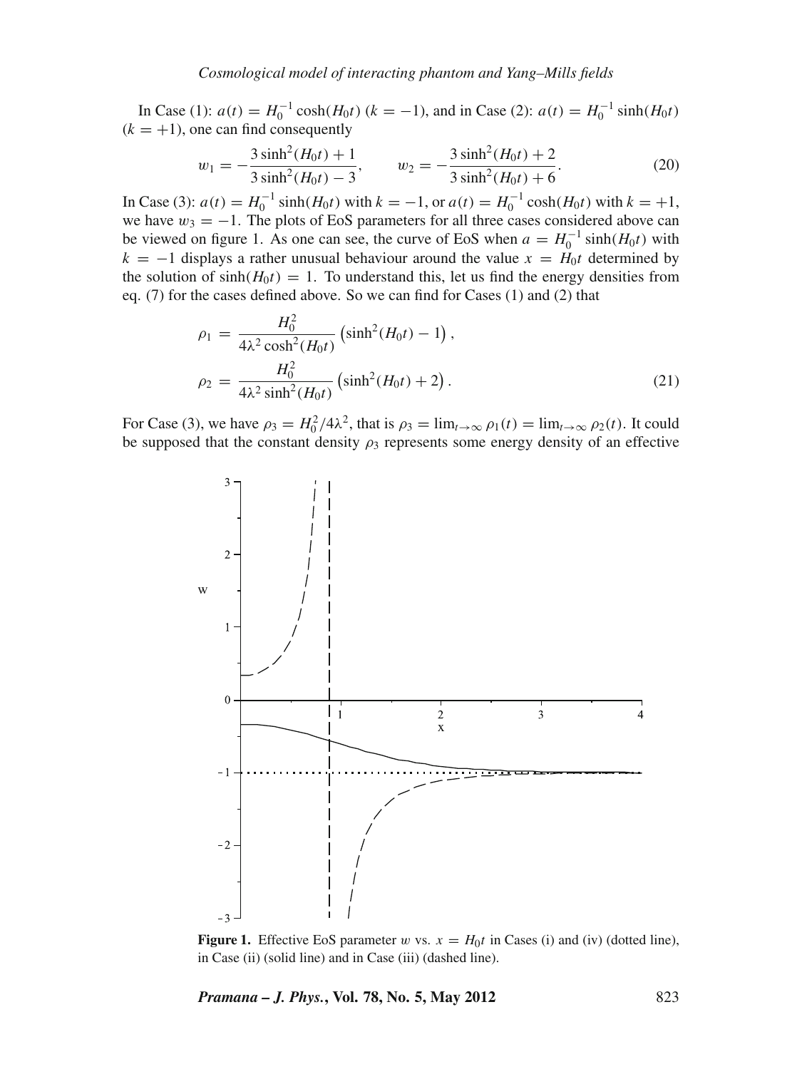In Case (1): $a(t) = H_0^{-1}\cosh(H_0 t)$ ($k = -1$), and in Case (2): $a(t) = H_0^{-1}\sinh(H_0 t)$ ($k = +1$), one can find consequently

$$w_1 = -\frac{3\sinh^2(H_0 t) + 1}{3\sinh^2(H_0 t) - 3}, \qquad w_2 = -\frac{3\sinh^2(H_0 t) + 2}{3\sinh^2(H_0 t) + 6}. \tag{20}$$

In Case (3): $a(t) = H_0^{-1}\sinh(H_0 t)$ with $k = -1$, or $a(t) = H_0^{-1}\cosh(H_0 t)$ with $k = +1$, we have $w_3 = -1$. The plots of EoS parameters for all three cases considered above can be viewed on figure 1. As one can see, the curve of EoS when $a = H_0^{-1}\sinh(H_0 t)$ with $k = -1$ displays a rather unusual behaviour around the value $x = H_0 t$ determined by the solution of $\sinh(H_0 t) = 1$. To understand this, let us find the energy densities from eq. (7) for the cases defined above. So we can find for Cases (1) and (2) that

$$\begin{aligned}
\rho_1 &= \frac{H_0^2}{4\lambda^2\cosh^2(H_0 t)}\left(\sinh^2(H_0 t) - 1\right),\\
\rho_2 &= \frac{H_0^2}{4\lambda^2\sinh^2(H_0 t)}\left(\sinh^2(H_0 t) + 2\right).
\end{aligned} \tag{21}$$

For Case (3), we have $\rho_3 = H_0^2/4\lambda^2$, that is $\rho_3 = \lim_{t\to\infty}\rho_1(t) = \lim_{t\to\infty}\rho_2(t)$. It could be supposed that the constant density $\rho_3$ represents some energy density of an effective

**Figure 1.** Effective EoS parameter $w$ vs. $x = H_0 t$ in Cases (i) and (iv) (dotted line), in Case (ii) (solid line) and in Case (iii) (dashed line).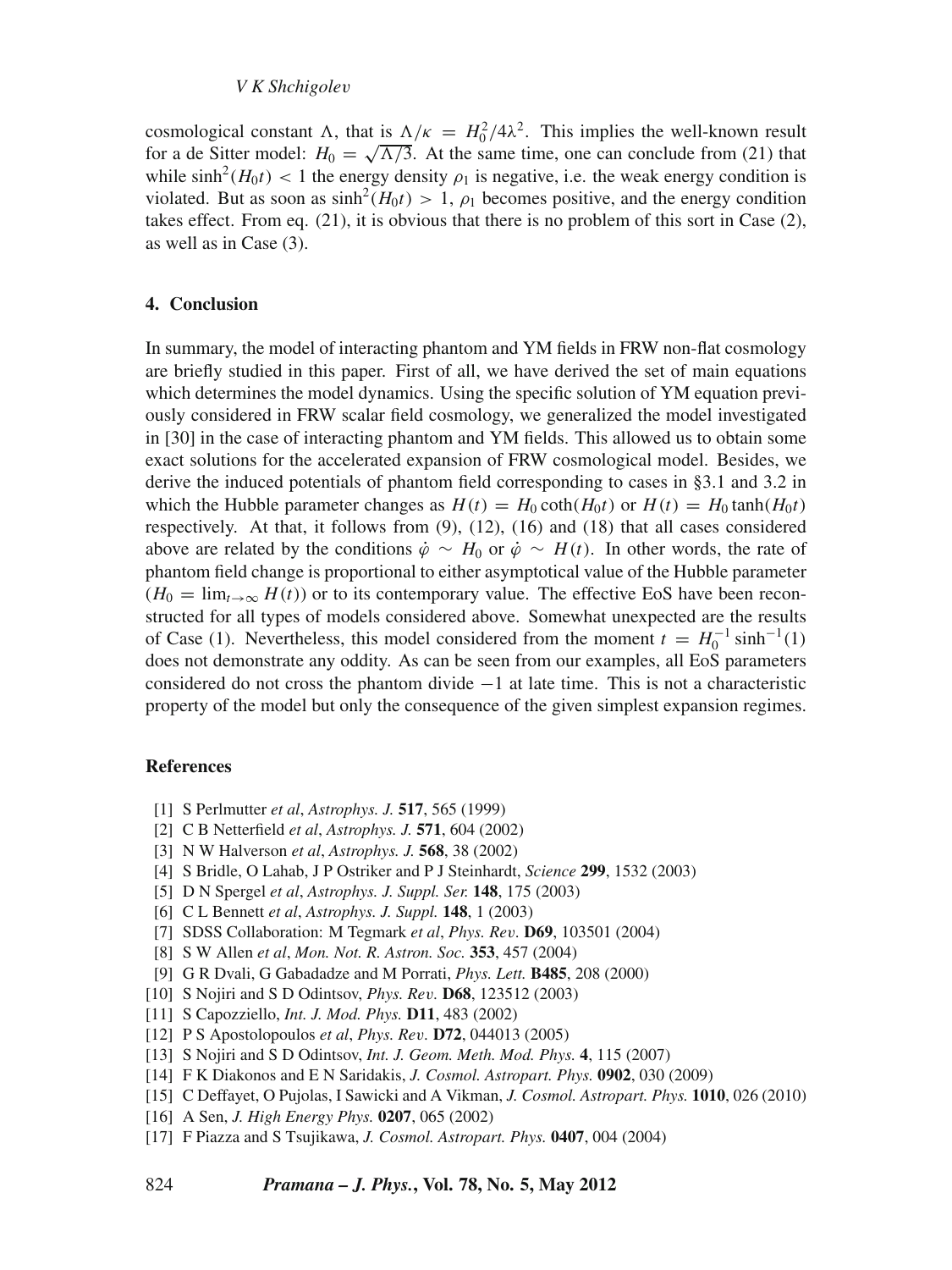cosmological constant $\Lambda$, that is $\Lambda/\kappa = H_0^2/4\lambda^2$. This implies the well-known result for a de Sitter model: $H_0 = \sqrt{\Lambda/3}$. At the same time, one can conclude from (21) that while $\sinh^2(H_0 t) < 1$ the energy density $\rho_1$ is negative, i.e. the weak energy condition is violated. But as soon as $\sinh^2(H_0 t) > 1$, $\rho_1$ becomes positive, and the energy condition takes effect. From eq. (21), it is obvious that there is no problem of this sort in Case (2), as well as in Case (3).

## 4. Conclusion

In summary, the model of interacting phantom and YM fields in FRW non-flat cosmology are briefly studied in this paper. First of all, we have derived the set of main equations which determines the model dynamics. Using the specific solution of YM equation previously considered in FRW scalar field cosmology, we generalized the model investigated in [30] in the case of interacting phantom and YM fields. This allowed us to obtain some exact solutions for the accelerated expansion of FRW cosmological model. Besides, we derive the induced potentials of phantom field corresponding to cases in §3.1 and 3.2 in which the Hubble parameter changes as $H(t) = H_0 \coth(H_0 t)$ or $H(t) = H_0 \tanh(H_0 t)$ respectively. At that, it follows from (9), (12), (16) and (18) that all cases considered above are related by the conditions $\dot{\varphi} \sim H_0$ or $\dot{\varphi} \sim H(t)$. In other words, the rate of phantom field change is proportional to either asymptotical value of the Hubble parameter ($H_0 = \lim_{t\to\infty} H(t)$) or to its contemporary value. The effective EoS have been reconstructed for all types of models considered above. Somewhat unexpected are the results of Case (1). Nevertheless, this model considered from the moment $t = H_0^{-1} \sinh^{-1}(1)$ does not demonstrate any oddity. As can be seen from our examples, all EoS parameters considered do not cross the phantom divide $-1$ at late time. This is not a characteristic property of the model but only the consequence of the given simplest expansion regimes.

## References

[1] S Perlmutter *et al*, *Astrophys. J.* **517**, 565 (1999)
[2] C B Netterfield *et al*, *Astrophys. J.* **571**, 604 (2002)
[3] N W Halverson *et al*, *Astrophys. J.* **568**, 38 (2002)
[4] S Bridle, O Lahab, J P Ostriker and P J Steinhardt, *Science* **299**, 1532 (2003)
[5] D N Spergel *et al*, *Astrophys. J. Suppl. Ser.* **148**, 175 (2003)
[6] C L Bennett *et al*, *Astrophys. J. Suppl.* **148**, 1 (2003)
[7] SDSS Collaboration: M Tegmark *et al*, *Phys. Rev.* **D69**, 103501 (2004)
[8] S W Allen *et al*, *Mon. Not. R. Astron. Soc.* **353**, 457 (2004)
[9] G R Dvali, G Gabadadze and M Porrati, *Phys. Lett.* **B485**, 208 (2000)
[10] S Nojiri and S D Odintsov, *Phys. Rev.* **D68**, 123512 (2003)
[11] S Capozziello, *Int. J. Mod. Phys.* **D11**, 483 (2002)
[12] P S Apostolopoulos *et al*, *Phys. Rev.* **D72**, 044013 (2005)
[13] S Nojiri and S D Odintsov, *Int. J. Geom. Meth. Mod. Phys.* **4**, 115 (2007)
[14] F K Diakonos and E N Saridakis, *J. Cosmol. Astropart. Phys.* **0902**, 030 (2009)
[15] C Deffayet, O Pujolas, I Sawicki and A Vikman, *J. Cosmol. Astropart. Phys.* **1010**, 026 (2010)
[16] A Sen, *J. High Energy Phys.* **0207**, 065 (2002)
[17] F Piazza and S Tsujikawa, *J. Cosmol. Astropart. Phys.* **0407**, 004 (2004)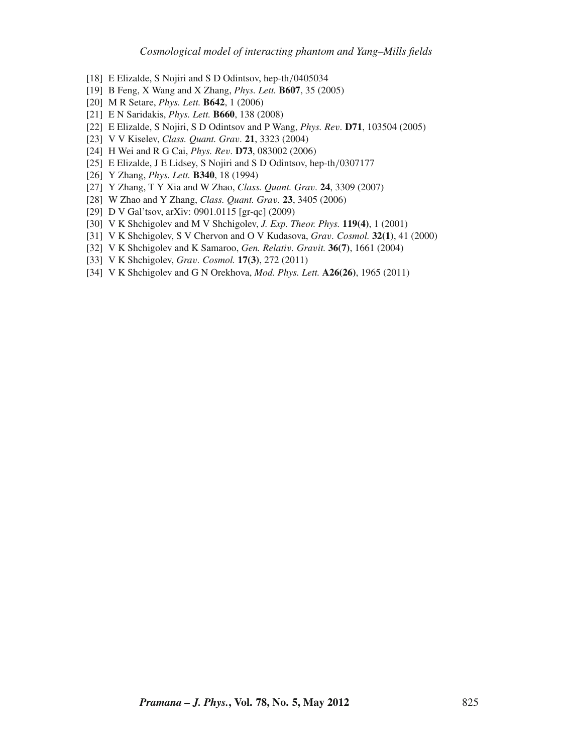[18] E Elizalde, S Nojiri and S D Odintsov, hep-th/0405034

[19] B Feng, X Wang and X Zhang, *Phys. Lett.* **B607**, 35 (2005)

[20] M R Setare, *Phys. Lett.* **B642**, 1 (2006)

[21] E N Saridakis, *Phys. Lett.* **B660**, 138 (2008)

[22] E Elizalde, S Nojiri, S D Odintsov and P Wang, *Phys. Rev.* **D71**, 103504 (2005)

[23] V V Kiselev, *Class. Quant. Grav.* **21**, 3323 (2004)

[24] H Wei and R G Cai, *Phys. Rev.* **D73**, 083002 (2006)

[25] E Elizalde, J E Lidsey, S Nojiri and S D Odintsov, hep-th/0307177

[26] Y Zhang, *Phys. Lett.* **B340**, 18 (1994)

[27] Y Zhang, T Y Xia and W Zhao, *Class. Quant. Grav.* **24**, 3309 (2007)

[28] W Zhao and Y Zhang, *Class. Quant. Grav.* **23**, 3405 (2006)

[29] D V Gal'tsov, arXiv: 0901.0115 [gr-qc] (2009)

[30] V K Shchigolev and M V Shchigolev, *J. Exp. Theor. Phys.* **119(4)**, 1 (2001)

[31] V K Shchigolev, S V Chervon and O V Kudasova, *Grav. Cosmol.* **32(1)**, 41 (2000)

[32] V K Shchigolev and K Samaroo, *Gen. Relativ. Gravit.* **36(7)**, 1661 (2004)

[33] V K Shchigolev, *Grav. Cosmol.* **17(3)**, 272 (2011)

[34] V K Shchigolev and G N Orekhova, *Mod. Phys. Lett.* **A26(26)**, 1965 (2011)